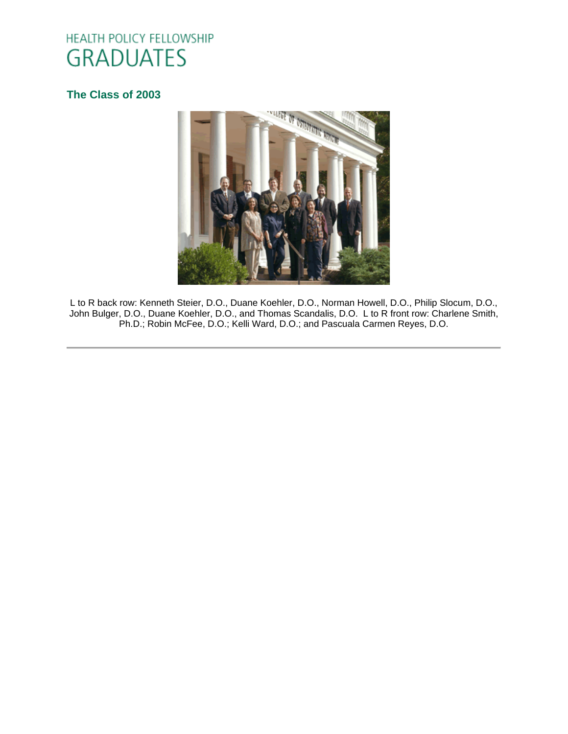# HEALTH POLICY FELLOWSHIP GRADUATES

## The Class of 2003

L to R back row: Kenneth Steier, D.O., Duane Koehler, D.O., Norman Howell, D.O., Philip Slocum, D.O., John Bulger, D.O., Duane Koehler, D.O., and Thomas Scandalis, D.O. L to R front row: Charlene Smith, Ph.D.; Robin McFee, D.O.; Kelli Ward, D.O.; and Pascuala Carmen Reyes, D.O.

---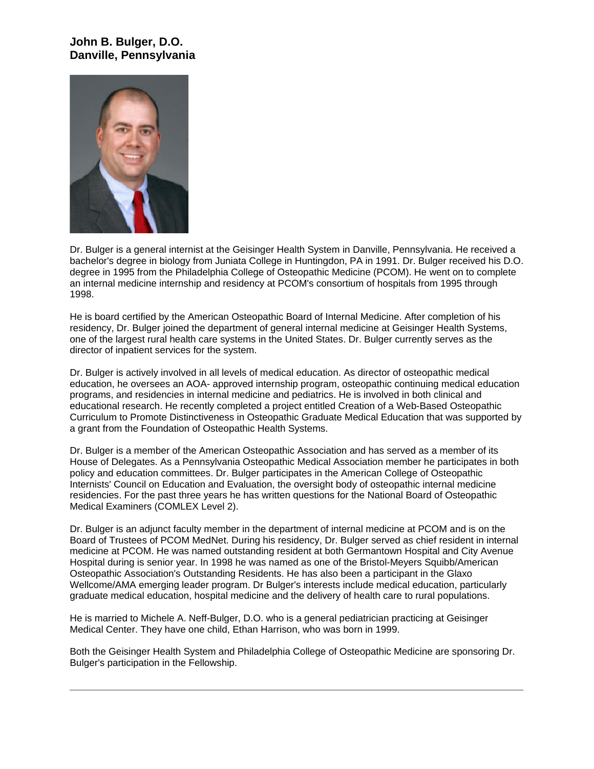**John B. Bulger, D.O.**
**Danville, Pennsylvania**

Dr. Bulger is a general internist at the Geisinger Health System in Danville, Pennsylvania. He received a bachelor's degree in biology from Juniata College in Huntingdon, PA in 1991. Dr. Bulger received his D.O. degree in 1995 from the Philadelphia College of Osteopathic Medicine (PCOM). He went on to complete an internal medicine internship and residency at PCOM's consortium of hospitals from 1995 through 1998.

He is board certified by the American Osteopathic Board of Internal Medicine. After completion of his residency, Dr. Bulger joined the department of general internal medicine at Geisinger Health Systems, one of the largest rural health care systems in the United States. Dr. Bulger currently serves as the director of inpatient services for the system.

Dr. Bulger is actively involved in all levels of medical education. As director of osteopathic medical education, he oversees an AOA- approved internship program, osteopathic continuing medical education programs, and residencies in internal medicine and pediatrics. He is involved in both clinical and educational research. He recently completed a project entitled Creation of a Web-Based Osteopathic Curriculum to Promote Distinctiveness in Osteopathic Graduate Medical Education that was supported by a grant from the Foundation of Osteopathic Health Systems.

Dr. Bulger is a member of the American Osteopathic Association and has served as a member of its House of Delegates. As a Pennsylvania Osteopathic Medical Association member he participates in both policy and education committees. Dr. Bulger participates in the American College of Osteopathic Internists' Council on Education and Evaluation, the oversight body of osteopathic internal medicine residencies. For the past three years he has written questions for the National Board of Osteopathic Medical Examiners (COMLEX Level 2).

Dr. Bulger is an adjunct faculty member in the department of internal medicine at PCOM and is on the Board of Trustees of PCOM MedNet. During his residency, Dr. Bulger served as chief resident in internal medicine at PCOM. He was named outstanding resident at both Germantown Hospital and City Avenue Hospital during is senior year. In 1998 he was named as one of the Bristol-Meyers Squibb/American Osteopathic Association's Outstanding Residents. He has also been a participant in the Glaxo Wellcome/AMA emerging leader program. Dr Bulger's interests include medical education, particularly graduate medical education, hospital medicine and the delivery of health care to rural populations.

He is married to Michele A. Neff-Bulger, D.O. who is a general pediatrician practicing at Geisinger Medical Center. They have one child, Ethan Harrison, who was born in 1999.

Both the Geisinger Health System and Philadelphia College of Osteopathic Medicine are sponsoring Dr. Bulger's participation in the Fellowship.

---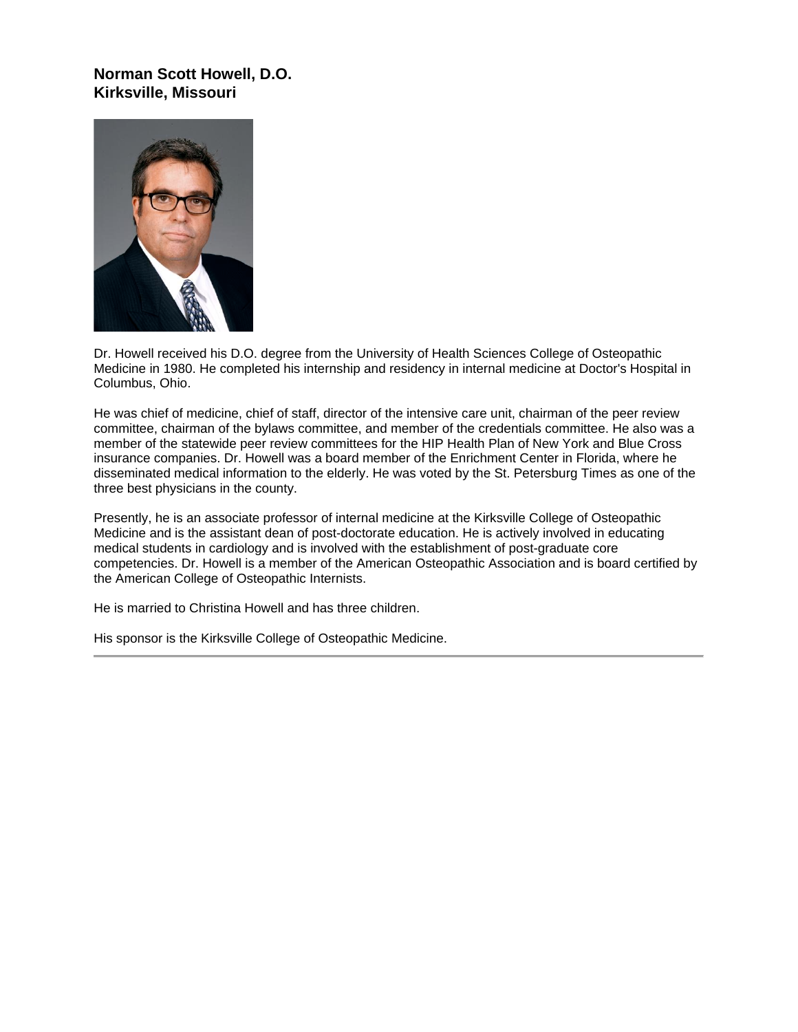**Norman Scott Howell, D.O.**
**Kirksville, Missouri**

Dr. Howell received his D.O. degree from the University of Health Sciences College of Osteopathic Medicine in 1980. He completed his internship and residency in internal medicine at Doctor's Hospital in Columbus, Ohio.

He was chief of medicine, chief of staff, director of the intensive care unit, chairman of the peer review committee, chairman of the bylaws committee, and member of the credentials committee. He also was a member of the statewide peer review committees for the HIP Health Plan of New York and Blue Cross insurance companies. Dr. Howell was a board member of the Enrichment Center in Florida, where he disseminated medical information to the elderly. He was voted by the St. Petersburg Times as one of the three best physicians in the county.

Presently, he is an associate professor of internal medicine at the Kirksville College of Osteopathic Medicine and is the assistant dean of post-doctorate education. He is actively involved in educating medical students in cardiology and is involved with the establishment of post-graduate core competencies. Dr. Howell is a member of the American Osteopathic Association and is board certified by the American College of Osteopathic Internists.

He is married to Christina Howell and has three children.

His sponsor is the Kirksville College of Osteopathic Medicine.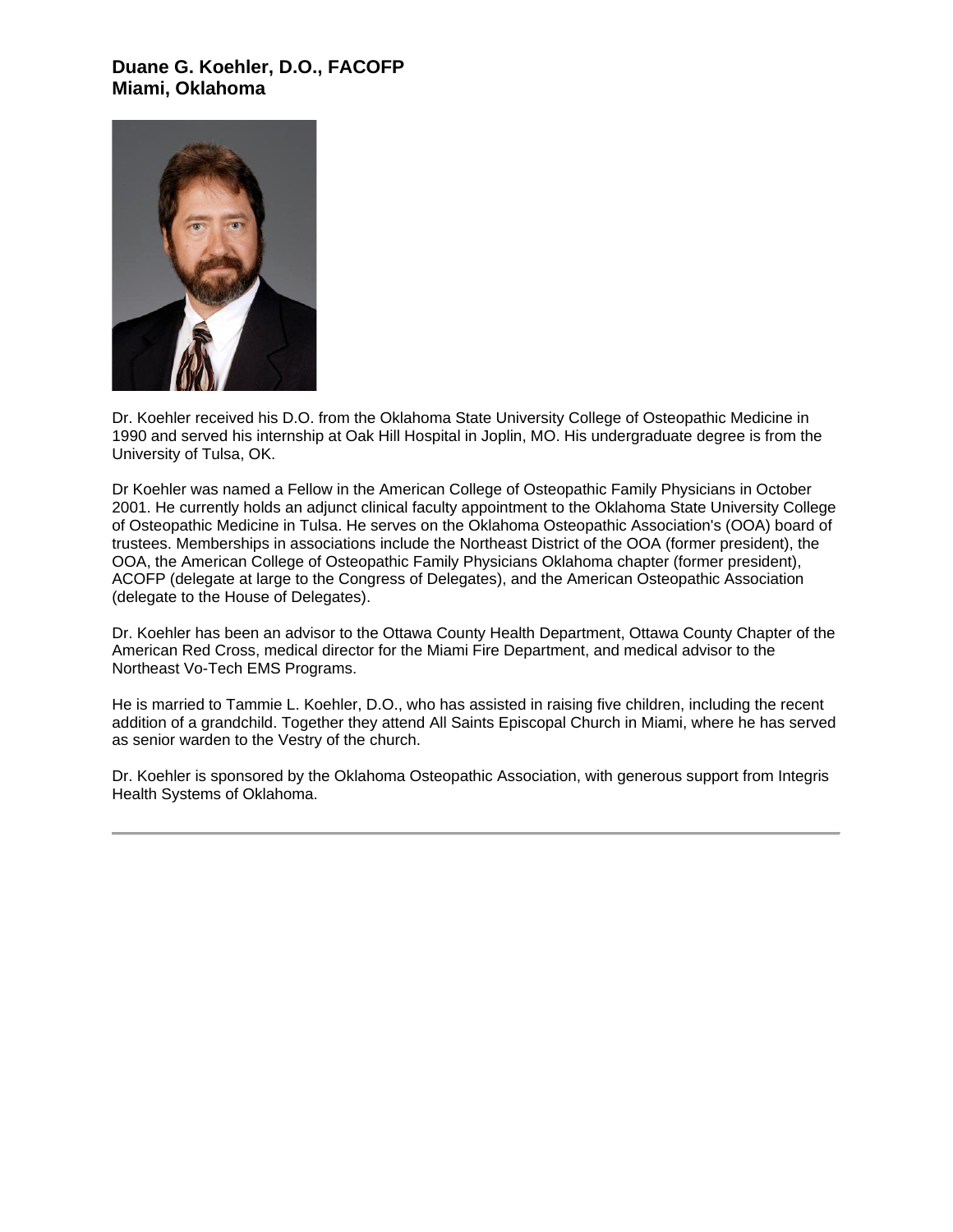**Duane G. Koehler, D.O., FACOFP**
**Miami, Oklahoma**

Dr. Koehler received his D.O. from the Oklahoma State University College of Osteopathic Medicine in 1990 and served his internship at Oak Hill Hospital in Joplin, MO. His undergraduate degree is from the University of Tulsa, OK.

Dr Koehler was named a Fellow in the American College of Osteopathic Family Physicians in October 2001. He currently holds an adjunct clinical faculty appointment to the Oklahoma State University College of Osteopathic Medicine in Tulsa. He serves on the Oklahoma Osteopathic Association's (OOA) board of trustees. Memberships in associations include the Northeast District of the OOA (former president), the OOA, the American College of Osteopathic Family Physicians Oklahoma chapter (former president), ACOFP (delegate at large to the Congress of Delegates), and the American Osteopathic Association (delegate to the House of Delegates).

Dr. Koehler has been an advisor to the Ottawa County Health Department, Ottawa County Chapter of the American Red Cross, medical director for the Miami Fire Department, and medical advisor to the Northeast Vo-Tech EMS Programs.

He is married to Tammie L. Koehler, D.O., who has assisted in raising five children, including the recent addition of a grandchild. Together they attend All Saints Episcopal Church in Miami, where he has served as senior warden to the Vestry of the church.

Dr. Koehler is sponsored by the Oklahoma Osteopathic Association, with generous support from Integris Health Systems of Oklahoma.

---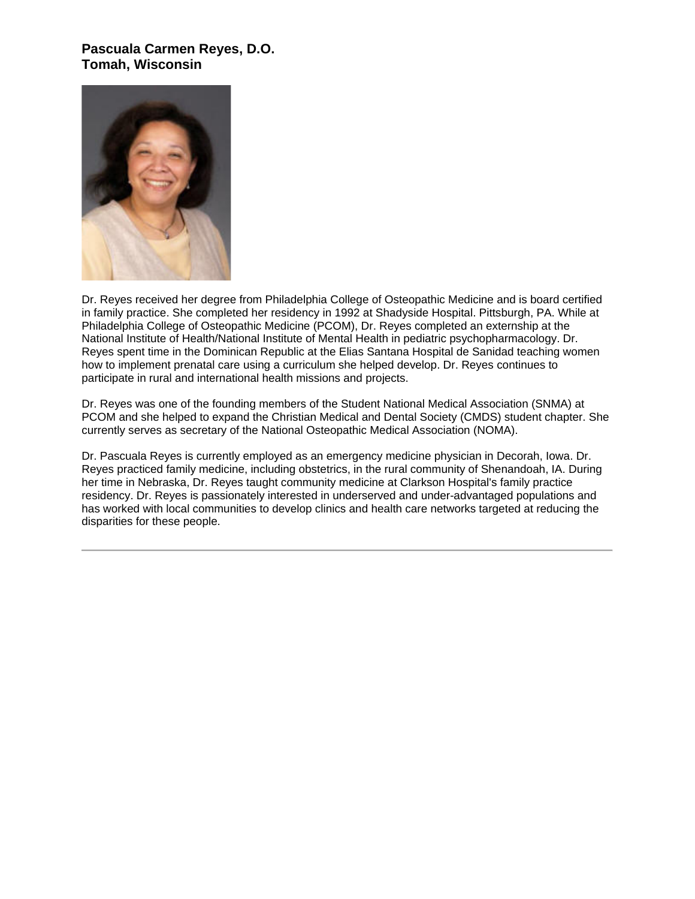**Pascuala Carmen Reyes, D.O.**
**Tomah, Wisconsin**

Dr. Reyes received her degree from Philadelphia College of Osteopathic Medicine and is board certified in family practice. She completed her residency in 1992 at Shadyside Hospital. Pittsburgh, PA. While at Philadelphia College of Osteopathic Medicine (PCOM), Dr. Reyes completed an externship at the National Institute of Health/National Institute of Mental Health in pediatric psychopharmacology. Dr. Reyes spent time in the Dominican Republic at the Elias Santana Hospital de Sanidad teaching women how to implement prenatal care using a curriculum she helped develop. Dr. Reyes continues to participate in rural and international health missions and projects.

Dr. Reyes was one of the founding members of the Student National Medical Association (SNMA) at PCOM and she helped to expand the Christian Medical and Dental Society (CMDS) student chapter. She currently serves as secretary of the National Osteopathic Medical Association (NOMA).

Dr. Pascuala Reyes is currently employed as an emergency medicine physician in Decorah, Iowa. Dr. Reyes practiced family medicine, including obstetrics, in the rural community of Shenandoah, IA. During her time in Nebraska, Dr. Reyes taught community medicine at Clarkson Hospital's family practice residency. Dr. Reyes is passionately interested in underserved and under-advantaged populations and has worked with local communities to develop clinics and health care networks targeted at reducing the disparities for these people.

---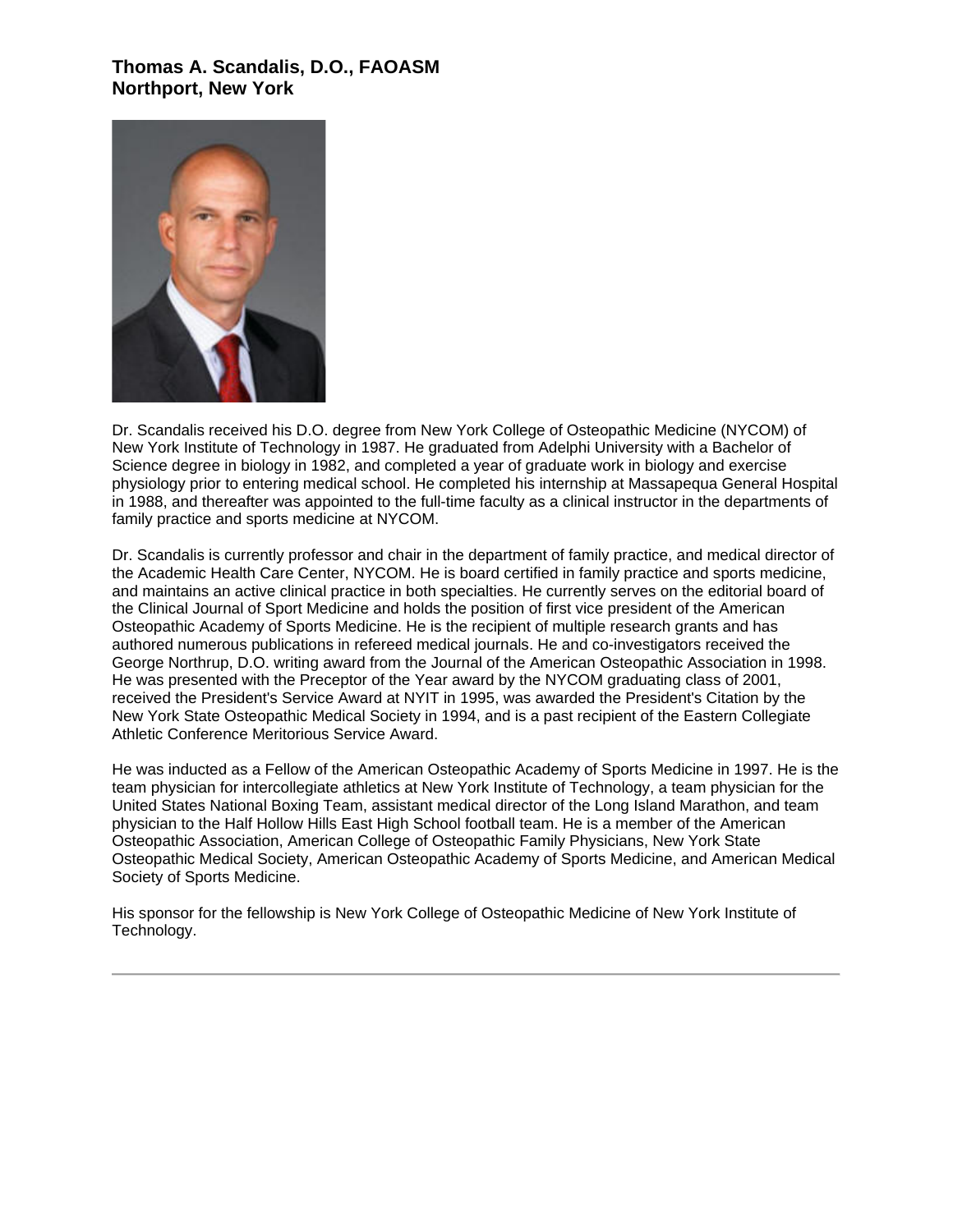### Thomas A. Scandalis, D.O., FAOASM
### Northport, New York

Dr. Scandalis received his D.O. degree from New York College of Osteopathic Medicine (NYCOM) of New York Institute of Technology in 1987. He graduated from Adelphi University with a Bachelor of Science degree in biology in 1982, and completed a year of graduate work in biology and exercise physiology prior to entering medical school. He completed his internship at Massapequa General Hospital in 1988, and thereafter was appointed to the full-time faculty as a clinical instructor in the departments of family practice and sports medicine at NYCOM.

Dr. Scandalis is currently professor and chair in the department of family practice, and medical director of the Academic Health Care Center, NYCOM. He is board certified in family practice and sports medicine, and maintains an active clinical practice in both specialties. He currently serves on the editorial board of the Clinical Journal of Sport Medicine and holds the position of first vice president of the American Osteopathic Academy of Sports Medicine. He is the recipient of multiple research grants and has authored numerous publications in refereed medical journals. He and co-investigators received the George Northrup, D.O. writing award from the Journal of the American Osteopathic Association in 1998. He was presented with the Preceptor of the Year award by the NYCOM graduating class of 2001, received the President's Service Award at NYIT in 1995, was awarded the President's Citation by the New York State Osteopathic Medical Society in 1994, and is a past recipient of the Eastern Collegiate Athletic Conference Meritorious Service Award.

He was inducted as a Fellow of the American Osteopathic Academy of Sports Medicine in 1997. He is the team physician for intercollegiate athletics at New York Institute of Technology, a team physician for the United States National Boxing Team, assistant medical director of the Long Island Marathon, and team physician to the Half Hollow Hills East High School football team. He is a member of the American Osteopathic Association, American College of Osteopathic Family Physicians, New York State Osteopathic Medical Society, American Osteopathic Academy of Sports Medicine, and American Medical Society of Sports Medicine.

His sponsor for the fellowship is New York College of Osteopathic Medicine of New York Institute of Technology.

---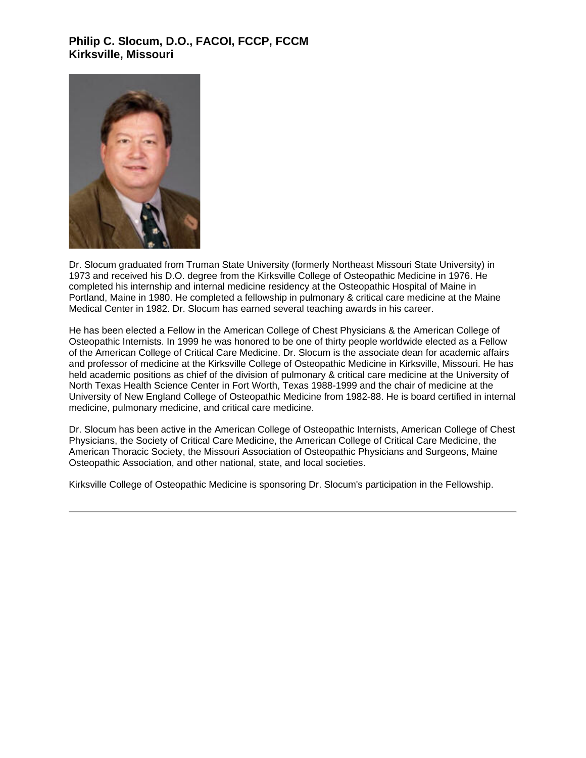**Philip C. Slocum, D.O., FACOI, FCCP, FCCM**
**Kirksville, Missouri**

Dr. Slocum graduated from Truman State University (formerly Northeast Missouri State University) in 1973 and received his D.O. degree from the Kirksville College of Osteopathic Medicine in 1976. He completed his internship and internal medicine residency at the Osteopathic Hospital of Maine in Portland, Maine in 1980. He completed a fellowship in pulmonary & critical care medicine at the Maine Medical Center in 1982. Dr. Slocum has earned several teaching awards in his career.

He has been elected a Fellow in the American College of Chest Physicians & the American College of Osteopathic Internists. In 1999 he was honored to be one of thirty people worldwide elected as a Fellow of the American College of Critical Care Medicine. Dr. Slocum is the associate dean for academic affairs and professor of medicine at the Kirksville College of Osteopathic Medicine in Kirksville, Missouri. He has held academic positions as chief of the division of pulmonary & critical care medicine at the University of North Texas Health Science Center in Fort Worth, Texas 1988-1999 and the chair of medicine at the University of New England College of Osteopathic Medicine from 1982-88. He is board certified in internal medicine, pulmonary medicine, and critical care medicine.

Dr. Slocum has been active in the American College of Osteopathic Internists, American College of Chest Physicians, the Society of Critical Care Medicine, the American College of Critical Care Medicine, the American Thoracic Society, the Missouri Association of Osteopathic Physicians and Surgeons, Maine Osteopathic Association, and other national, state, and local societies.

Kirksville College of Osteopathic Medicine is sponsoring Dr. Slocum's participation in the Fellowship.

---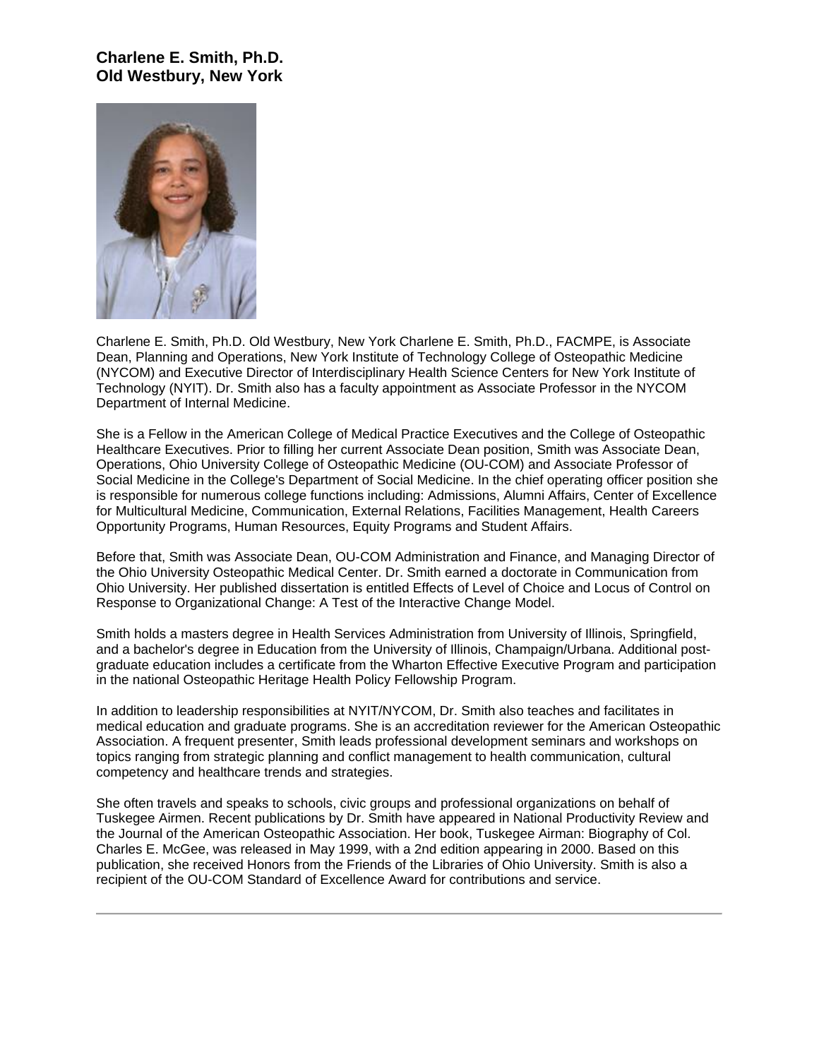### Charlene E. Smith, Ph.D.
### Old Westbury, New York

Charlene E. Smith, Ph.D. Old Westbury, New York Charlene E. Smith, Ph.D., FACMPE, is Associate Dean, Planning and Operations, New York Institute of Technology College of Osteopathic Medicine (NYCOM) and Executive Director of Interdisciplinary Health Science Centers for New York Institute of Technology (NYIT). Dr. Smith also has a faculty appointment as Associate Professor in the NYCOM Department of Internal Medicine.

She is a Fellow in the American College of Medical Practice Executives and the College of Osteopathic Healthcare Executives. Prior to filling her current Associate Dean position, Smith was Associate Dean, Operations, Ohio University College of Osteopathic Medicine (OU-COM) and Associate Professor of Social Medicine in the College's Department of Social Medicine. In the chief operating officer position she is responsible for numerous college functions including: Admissions, Alumni Affairs, Center of Excellence for Multicultural Medicine, Communication, External Relations, Facilities Management, Health Careers Opportunity Programs, Human Resources, Equity Programs and Student Affairs.

Before that, Smith was Associate Dean, OU-COM Administration and Finance, and Managing Director of the Ohio University Osteopathic Medical Center. Dr. Smith earned a doctorate in Communication from Ohio University. Her published dissertation is entitled Effects of Level of Choice and Locus of Control on Response to Organizational Change: A Test of the Interactive Change Model.

Smith holds a masters degree in Health Services Administration from University of Illinois, Springfield, and a bachelor's degree in Education from the University of Illinois, Champaign/Urbana. Additional post-graduate education includes a certificate from the Wharton Effective Executive Program and participation in the national Osteopathic Heritage Health Policy Fellowship Program.

In addition to leadership responsibilities at NYIT/NYCOM, Dr. Smith also teaches and facilitates in medical education and graduate programs. She is an accreditation reviewer for the American Osteopathic Association. A frequent presenter, Smith leads professional development seminars and workshops on topics ranging from strategic planning and conflict management to health communication, cultural competency and healthcare trends and strategies.

She often travels and speaks to schools, civic groups and professional organizations on behalf of Tuskegee Airmen. Recent publications by Dr. Smith have appeared in National Productivity Review and the Journal of the American Osteopathic Association. Her book, Tuskegee Airman: Biography of Col. Charles E. McGee, was released in May 1999, with a 2nd edition appearing in 2000. Based on this publication, she received Honors from the Friends of the Libraries of Ohio University. Smith is also a recipient of the OU-COM Standard of Excellence Award for contributions and service.

---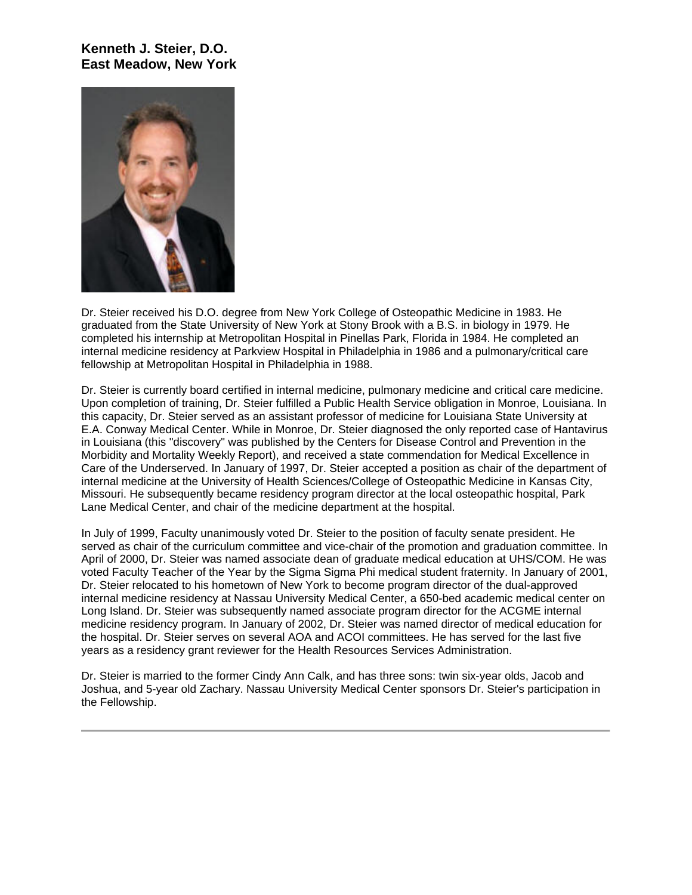**Kenneth J. Steier, D.O.**
**East Meadow, New York**

Dr. Steier received his D.O. degree from New York College of Osteopathic Medicine in 1983. He graduated from the State University of New York at Stony Brook with a B.S. in biology in 1979. He completed his internship at Metropolitan Hospital in Pinellas Park, Florida in 1984. He completed an internal medicine residency at Parkview Hospital in Philadelphia in 1986 and a pulmonary/critical care fellowship at Metropolitan Hospital in Philadelphia in 1988.

Dr. Steier is currently board certified in internal medicine, pulmonary medicine and critical care medicine. Upon completion of training, Dr. Steier fulfilled a Public Health Service obligation in Monroe, Louisiana. In this capacity, Dr. Steier served as an assistant professor of medicine for Louisiana State University at E.A. Conway Medical Center. While in Monroe, Dr. Steier diagnosed the only reported case of Hantavirus in Louisiana (this "discovery" was published by the Centers for Disease Control and Prevention in the Morbidity and Mortality Weekly Report), and received a state commendation for Medical Excellence in Care of the Underserved. In January of 1997, Dr. Steier accepted a position as chair of the department of internal medicine at the University of Health Sciences/College of Osteopathic Medicine in Kansas City, Missouri. He subsequently became residency program director at the local osteopathic hospital, Park Lane Medical Center, and chair of the medicine department at the hospital.

In July of 1999, Faculty unanimously voted Dr. Steier to the position of faculty senate president. He served as chair of the curriculum committee and vice-chair of the promotion and graduation committee. In April of 2000, Dr. Steier was named associate dean of graduate medical education at UHS/COM. He was voted Faculty Teacher of the Year by the Sigma Sigma Phi medical student fraternity. In January of 2001, Dr. Steier relocated to his hometown of New York to become program director of the dual-approved internal medicine residency at Nassau University Medical Center, a 650-bed academic medical center on Long Island. Dr. Steier was subsequently named associate program director for the ACGME internal medicine residency program. In January of 2002, Dr. Steier was named director of medical education for the hospital. Dr. Steier serves on several AOA and ACOI committees. He has served for the last five years as a residency grant reviewer for the Health Resources Services Administration.

Dr. Steier is married to the former Cindy Ann Calk, and has three sons: twin six-year olds, Jacob and Joshua, and 5-year old Zachary. Nassau University Medical Center sponsors Dr. Steier's participation in the Fellowship.

---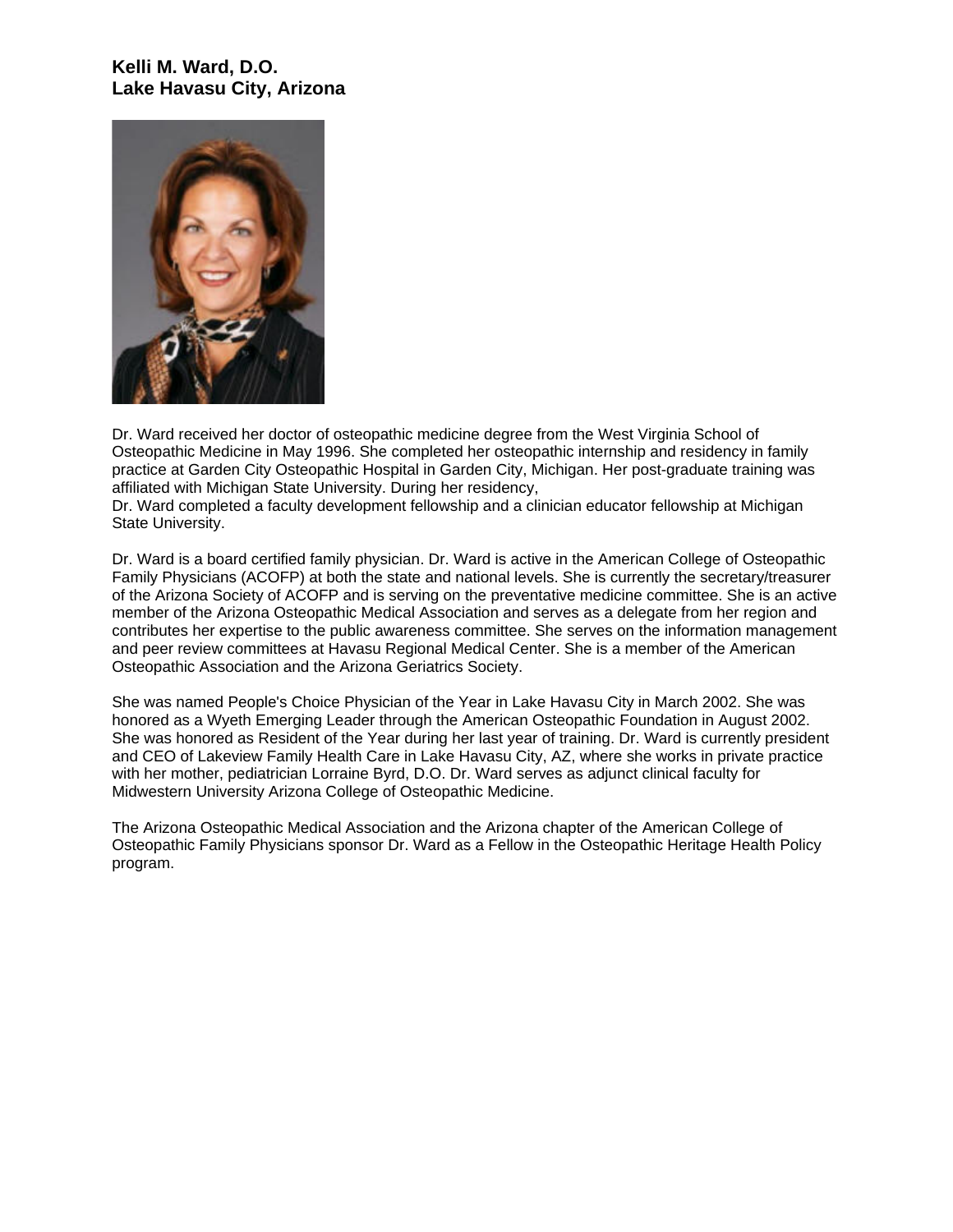**Kelli M. Ward, D.O.**
**Lake Havasu City, Arizona**

Dr. Ward received her doctor of osteopathic medicine degree from the West Virginia School of Osteopathic Medicine in May 1996. She completed her osteopathic internship and residency in family practice at Garden City Osteopathic Hospital in Garden City, Michigan. Her post-graduate training was affiliated with Michigan State University. During her residency,
Dr. Ward completed a faculty development fellowship and a clinician educator fellowship at Michigan State University.

Dr. Ward is a board certified family physician. Dr. Ward is active in the American College of Osteopathic Family Physicians (ACOFP) at both the state and national levels. She is currently the secretary/treasurer of the Arizona Society of ACOFP and is serving on the preventative medicine committee. She is an active member of the Arizona Osteopathic Medical Association and serves as a delegate from her region and contributes her expertise to the public awareness committee. She serves on the information management and peer review committees at Havasu Regional Medical Center. She is a member of the American Osteopathic Association and the Arizona Geriatrics Society.

She was named People's Choice Physician of the Year in Lake Havasu City in March 2002. She was honored as a Wyeth Emerging Leader through the American Osteopathic Foundation in August 2002. She was honored as Resident of the Year during her last year of training. Dr. Ward is currently president and CEO of Lakeview Family Health Care in Lake Havasu City, AZ, where she works in private practice with her mother, pediatrician Lorraine Byrd, D.O. Dr. Ward serves as adjunct clinical faculty for Midwestern University Arizona College of Osteopathic Medicine.

The Arizona Osteopathic Medical Association and the Arizona chapter of the American College of Osteopathic Family Physicians sponsor Dr. Ward as a Fellow in the Osteopathic Heritage Health Policy program.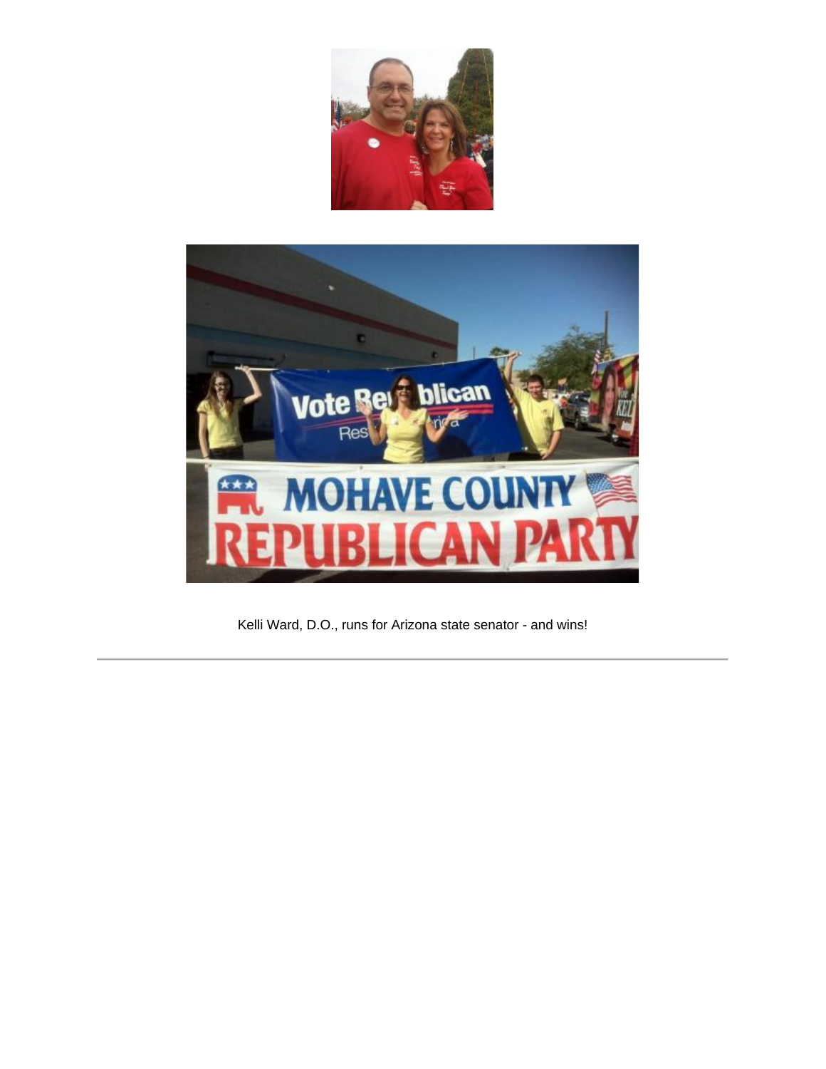Kelli Ward, D.O., runs for Arizona state senator - and wins!